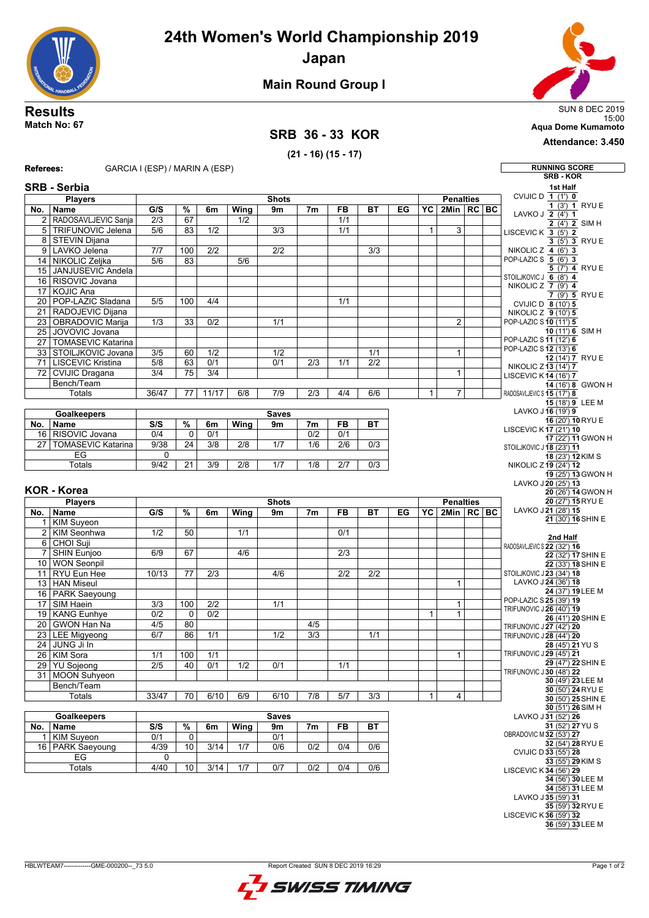# 24th Women's World Championship 2019

## Japan

### Main Round Group I

**Results**
**Match No: 67**

SUN 8 DEC 2019
15:00
**Aqua Dome Kumamoto**
**Attendance: 3.450**

## SRB 36 - 33 KOR

**(21 - 16) (15 - 17)**

**Referees:** GARCIA I (ESP) / MARIN A (ESP)

### SRB - Serbia

| No. | Name | G/S | % | 6m | Wing | 9m | 7m | FB | BT | EG | YC | 2Min | RC | BC |
|---|---|---|---|---|---|---|---|---|---|---|---|---|---|---|
| 2 | RADOSAVLJEVIC Sanja | 2/3 | 67 | | 1/2 | | | 1/1 | | | | | | |
| 5 | TRIFUNOVIC Jelena | 5/6 | 83 | 1/2 | | 3/3 | | 1/1 | | | 1 | 3 | | |
| 8 | STEVIN Dijana | | | | | | | | | | | | | |
| 9 | LAVKO Jelena | 7/7 | 100 | 2/2 | | 2/2 | | | 3/3 | | | | | |
| 14 | NIKOLIC Zeljka | 5/6 | 83 | | 5/6 | | | | | | | | | |
| 15 | JANJUSEVIC Andela | | | | | | | | | | | | | |
| 16 | RISOVIC Jovana | | | | | | | | | | | | | |
| 17 | KOJIC Ana | | | | | | | | | | | | | |
| 20 | POP-LAZIC Sladana | 5/5 | 100 | 4/4 | | | | 1/1 | | | | | | |
| 21 | RADOJEVIC Dijana | | | | | | | | | | | | | |
| 23 | OBRADOVIC Marija | 1/3 | 33 | 0/2 | | 1/1 | | | | | | 2 | | |
| 25 | JOVOVIC Jovana | | | | | | | | | | | | | |
| 27 | TOMASEVIC Katarina | | | | | | | | | | | | | |
| 33 | STOILJKOVIC Jovana | 3/5 | 60 | 1/2 | | 1/2 | | | 1/1 | | | 1 | | |
| 71 | LISCEVIC Kristina | 5/8 | 63 | 0/1 | | 0/1 | 2/3 | 1/1 | 2/2 | | | | | |
| 72 | CVIJIC Dragana | 3/4 | 75 | 3/4 | | | | | | | | 1 | | |
| | Bench/Team | | | | | | | | | | | | | |
| | Totals | 36/47 | 77 | 11/17 | 6/8 | 7/9 | 2/3 | 4/4 | 6/6 | | 1 | 7 | | |

| No. | Goalkeepers | S/S | % | 6m | Wing | 9m | 7m | FB | BT |
|---|---|---|---|---|---|---|---|---|---|
| 16 | RISOVIC Jovana | 0/4 | 0 | 0/1 | | | 0/2 | 0/1 | |
| 27 | TOMASEVIC Katarina | 9/38 | 24 | 3/8 | 2/8 | 1/7 | 1/6 | 2/6 | 0/3 |
| | EG | 0 | | | | | | | |
| | Totals | 9/42 | 21 | 3/9 | 2/8 | 1/7 | 1/8 | 2/7 | 0/3 |

### KOR - Korea

| No. | Name | G/S | % | 6m | Wing | 9m | 7m | FB | BT | EG | YC | 2Min | RC | BC |
|---|---|---|---|---|---|---|---|---|---|---|---|---|---|---|
| 1 | KIM Suyeon | | | | | | | | | | | | | |
| 2 | KIM Seonhwa | 1/2 | 50 | | 1/1 | | | 0/1 | | | | | | |
| 6 | CHOI Suji | | | | | | | | | | | | | |
| 7 | SHIN Eunjoo | 6/9 | 67 | | 4/6 | | | 2/3 | | | | | | |
| 10 | WON Seonpil | | | | | | | | | | | | | |
| 11 | RYU Eun Hee | 10/13 | 77 | 2/3 | | 4/6 | | 2/2 | 2/2 | | | | | |
| 13 | HAN Miseul | | | | | | | | | | | 1 | | |
| 16 | PARK Saeyoung | | | | | | | | | | | | | |
| 17 | SIM Haein | 3/3 | 100 | 2/2 | | 1/1 | | | | | | 1 | | |
| 19 | KANG Eunhye | 0/2 | 0 | 0/2 | | | | | | | 1 | 1 | | |
| 20 | GWON Han Na | 4/5 | 80 | | | | 4/5 | | | | | | | |
| 23 | LEE Migyeong | 6/7 | 86 | 1/1 | | 1/2 | 3/3 | | 1/1 | | | | | |
| 24 | JUNG Ji In | | | | | | | | | | | | | |
| 26 | KIM Sora | 1/1 | 100 | 1/1 | | | | | | | | 1 | | |
| 29 | YU Sojeong | 2/5 | 40 | 0/1 | 1/2 | 0/1 | | 1/1 | | | | | | |
| 31 | MOON Suhyeon | | | | | | | | | | | | | |
| | Bench/Team | | | | | | | | | | | | | |
| | Totals | 33/47 | 70 | 6/10 | 6/9 | 6/10 | 7/8 | 5/7 | 3/3 | | 1 | 4 | | |

| No. | Goalkeepers | S/S | % | 6m | Wing | 9m | 7m | FB | BT |
|---|---|---|---|---|---|---|---|---|---|
| 1 | KIM Suyeon | 0/1 | 0 | | | 0/1 | | | |
| 16 | PARK Saeyoung | 4/39 | 10 | 3/14 | 1/7 | 0/6 | 0/2 | 0/4 | 0/6 |
| | EG | 0 | | | | | | | |
| | Totals | 4/40 | 10 | 3/14 | 1/7 | 0/7 | 0/2 | 0/4 | 0/6 |

### RUNNING SCORE SRB - KOR

**1st Half**

| SRB | Score (min) | KOR |
|---|---|---|
| CVIJIC D | 1 (1') 0 | |
| | 1 (3') 1 | RYU E |
| LAVKO J | 2 (4') 1 | |
| | 2 (4') 2 | SIM H |
| LISCEVIC K | 3 (5') 2 | |
| | 3 (5') 3 | RYU E |
| NIKOLIC Z | 4 (6') 3 | |
| POP-LAZIC S | 5 (6') 3 | |
| | 5 (7') 4 | RYU E |
| STOILJKOVIC J | 6 (8') 4 | |
| NIKOLIC Z | 7 (9') 4 | |
| | 7 (9') 5 | RYU E |
| CVIJIC D | 8 (10') 5 | |
| NIKOLIC Z | 9 (10') 5 | |
| POP-LAZIC S | 10 (11') 5 | |
| | 10 (11') 6 | SIM H |
| POP-LAZIC S | 11 (12') 6 | |
| POP-LAZIC S | 12 (13') 6 | |
| | 12 (14') 7 | RYU E |
| NIKOLIC Z | 13 (14') 7 | |
| LISCEVIC K | 14 (16') 7 | |
| | 14 (16') 8 | GWON H |
| RADOSAVLJEVIC S | 15 (17') 8 | |
| | 15 (18') 9 | LEE M |
| LAVKO J | 16 (19') 9 | |
| | 16 (20') 10 | RYU E |
| LISCEVIC K | 17 (21') 10 | |
| | 17 (22') 11 | GWON H |
| STOILJKOVIC J | 18 (23') 11 | |
| | 18 (23') 12 | KIM S |
| NIKOLIC Z | 19 (24') 12 | |
| | 19 (25') 13 | GWON H |
| LAVKO J | 20 (25') 13 | |
| | 20 (26') 14 | GWON H |
| | 20 (27') 15 | RYU E |
| LAVKO J | 21 (28') 15 | |
| | 21 (30') 16 | SHIN E |

**2nd Half**

| SRB | Score (min) | KOR |
|---|---|---|
| RADOSAVLJEVIC S | 22 (32') 16 | |
| | 22 (32') 17 | SHIN E |
| | 22 (33') 18 | SHIN E |
| STOILJKOVIC J | 23 (34') 18 | |
| LAVKO J | 24 (36') 18 | |
| | 24 (37') 19 | LEE M |
| POP-LAZIC S | 25 (39') 19 | |
| TRIFUNOVIC J | 26 (40') 19 | |
| | 26 (41') 20 | SHIN E |
| TRIFUNOVIC J | 27 (42') 20 | |
| TRIFUNOVIC J | 28 (44') 20 | |
| | 28 (45') 21 | YU S |
| TRIFUNOVIC J | 29 (45') 21 | |
| | 29 (47') 22 | SHIN E |
| TRIFUNOVIC J | 30 (48') 22 | |
| | 30 (49') 23 | LEE M |
| | 30 (50') 24 | RYU E |
| | 30 (50') 25 | SHIN E |
| | 30 (51') 26 | SIM H |
| LAVKO J | 31 (52') 26 | |
| | 31 (52') 27 | YU S |
| OBRADOVIC M | 32 (53') 27 | |
| | 32 (54') 28 | RYU E |
| CVIJIC D | 33 (55') 28 | |
| | 33 (55') 29 | KIM S |
| LISCEVIC K | 34 (56') 29 | |
| | 34 (56') 30 | LEE M |
| | 34 (58') 31 | LEE M |
| LAVKO J | 35 (59') 31 | |
| | 35 (59') 32 | RYU E |
| LISCEVIC K | 36 (59') 32 | |
| | 36 (59') 33 | LEE M |

HBLWTEAM7-------------GME-000200--_73 5.0 Report Created SUN 8 DEC 2019 16:29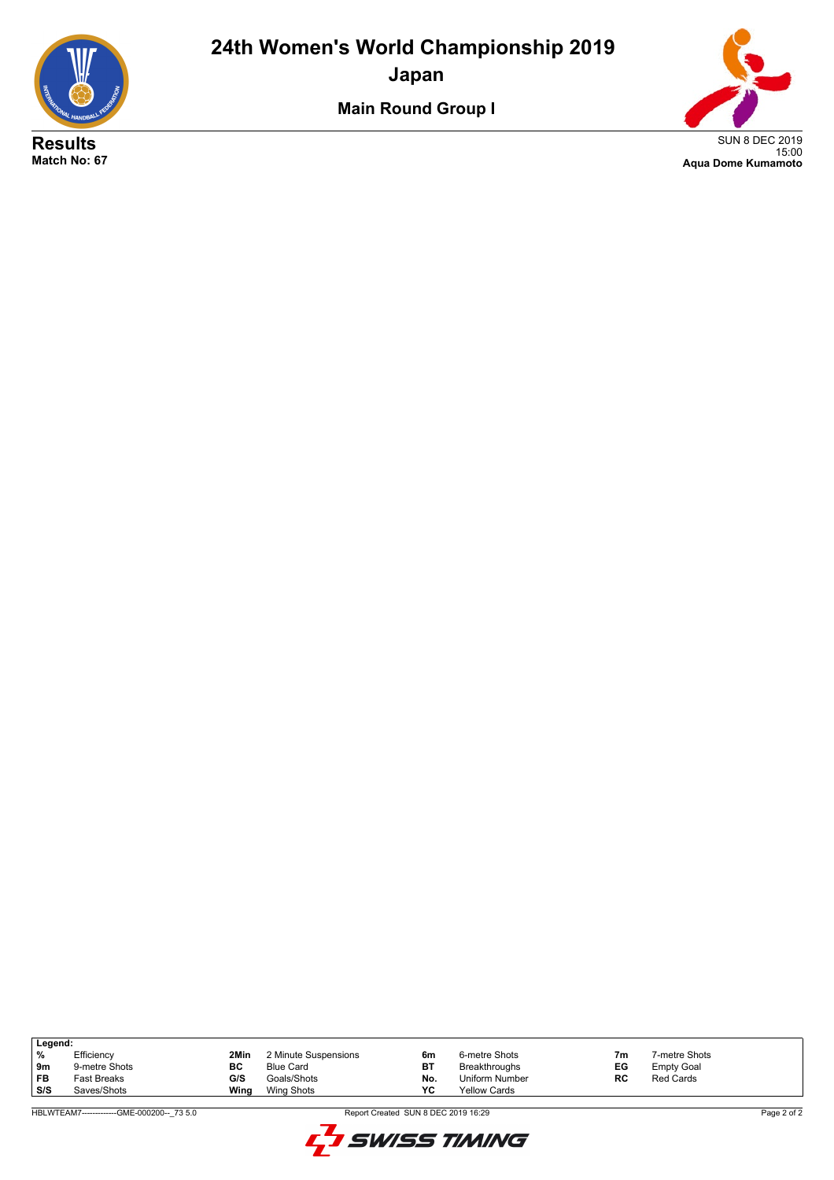# 24th Women's World Championship 2019

## Japan

### Main Round Group I

**Results**
**Match No: 67**

SUN 8 DEC 2019
15:00
**Aqua Dome Kumamoto**

| **Legend:** | | | | | | | |
|---|---|---|---|---|---|---|---|
| **%** | Efficiency | **2Min** | 2 Minute Suspensions | **6m** | 6-metre Shots | **7m** | 7-metre Shots |
| **9m** | 9-metre Shots | **BC** | Blue Card | **BT** | Breakthroughs | **EG** | Empty Goal |
| **FB** | Fast Breaks | **G/S** | Goals/Shots | **No.** | Uniform Number | **RC** | Red Cards |
| **S/S** | Saves/Shots | **Wing** | Wing Shots | **YC** | Yellow Cards | | |

HBLWTEAM7-------------GME-000200--_73 5.0

Report Created SUN 8 DEC 2019 16:29